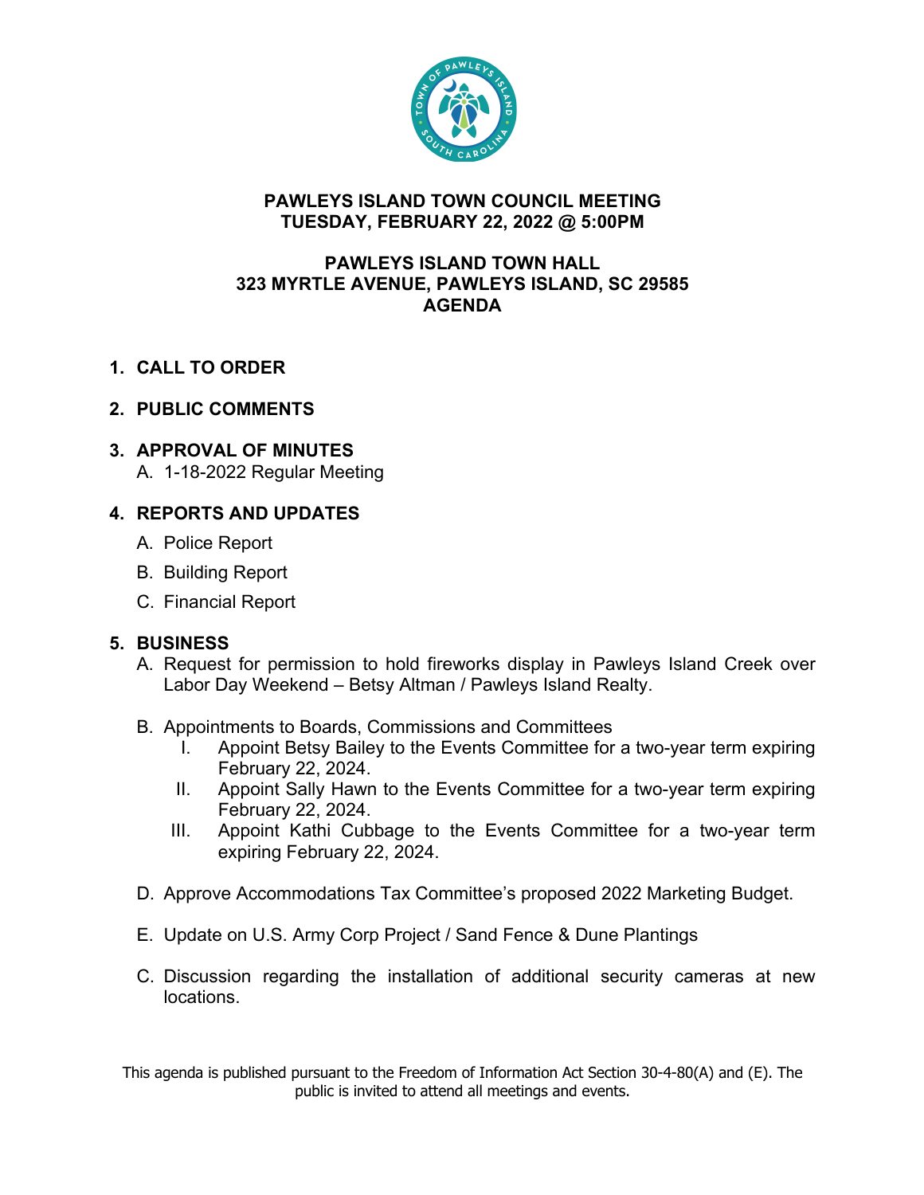# PAWLEYS ISLAND TOWN COUNCIL MEETING
## TUESDAY, FEBRUARY 22, 2022 @ 5:00PM

## PAWLEYS ISLAND TOWN HALL
## 323 MYRTLE AVENUE, PAWLEYS ISLAND, SC 29585
## AGENDA

1. **CALL TO ORDER**

2. **PUBLIC COMMENTS**

3. **APPROVAL OF MINUTES**
   A. 1-18-2022 Regular Meeting

4. **REPORTS AND UPDATES**
   A. Police Report
   B. Building Report
   C. Financial Report

5. **BUSINESS**
   A. Request for permission to hold fireworks display in Pawleys Island Creek over Labor Day Weekend – Betsy Altman / Pawleys Island Realty.

   B. Appointments to Boards, Commissions and Committees
      I. Appoint Betsy Bailey to the Events Committee for a two-year term expiring February 22, 2024.
      II. Appoint Sally Hawn to the Events Committee for a two-year term expiring February 22, 2024.
      III. Appoint Kathi Cubbage to the Events Committee for a two-year term expiring February 22, 2024.

   D. Approve Accommodations Tax Committee's proposed 2022 Marketing Budget.

   E. Update on U.S. Army Corp Project / Sand Fence & Dune Plantings

   C. Discussion regarding the installation of additional security cameras at new locations.

This agenda is published pursuant to the Freedom of Information Act Section 30-4-80(A) and (E). The public is invited to attend all meetings and events.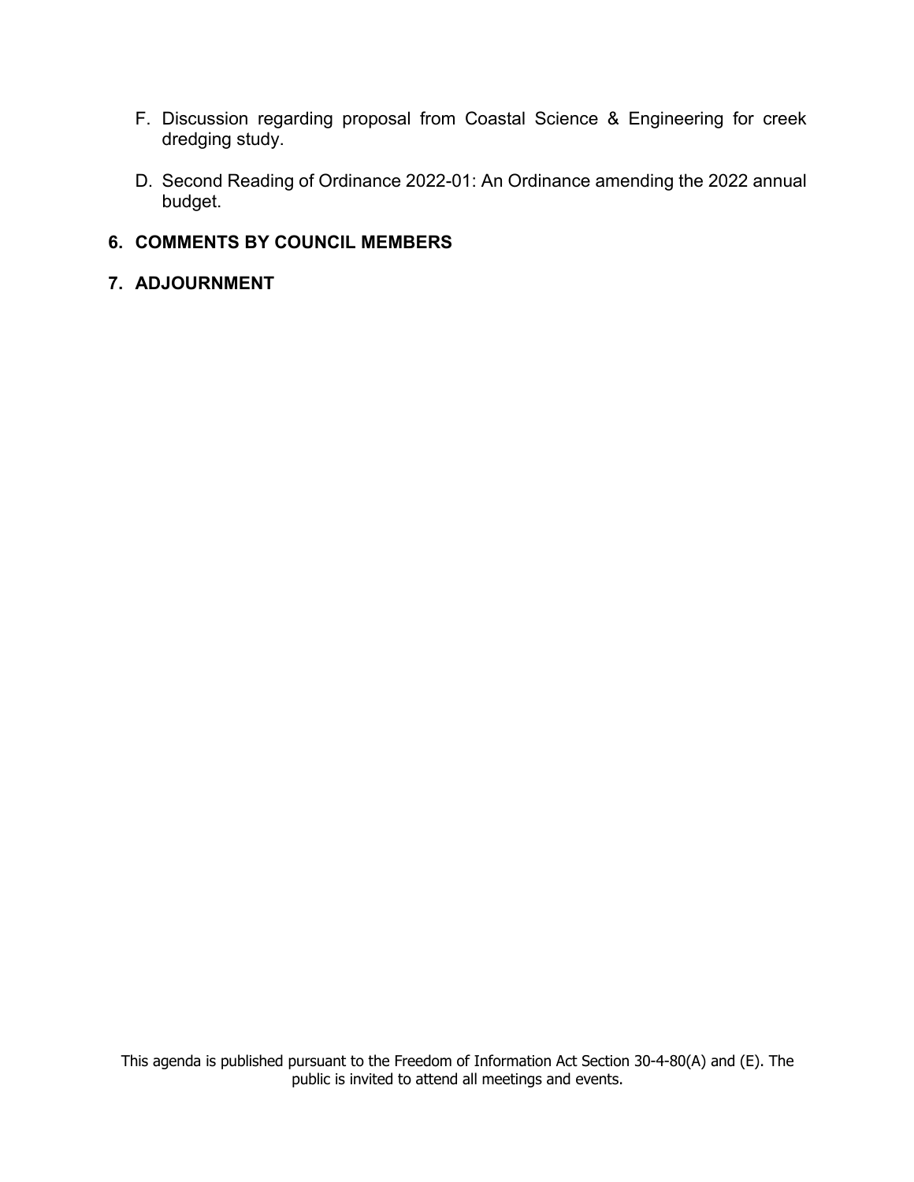F. Discussion regarding proposal from Coastal Science & Engineering for creek dredging study.

D. Second Reading of Ordinance 2022-01: An Ordinance amending the 2022 annual budget.

## 6. COMMENTS BY COUNCIL MEMBERS

## 7. ADJOURNMENT

This agenda is published pursuant to the Freedom of Information Act Section 30-4-80(A) and (E). The public is invited to attend all meetings and events.